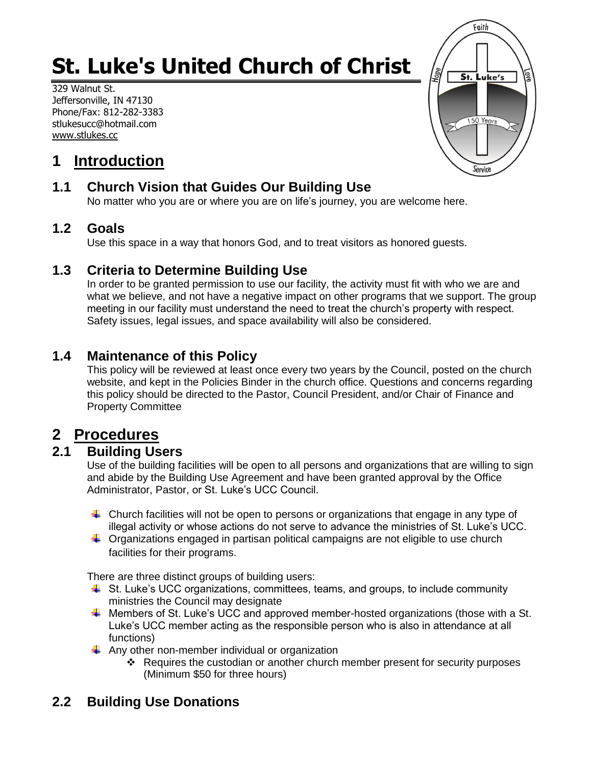# St. Luke's United Church of Christ

329 Walnut St.
Jeffersonville, IN 47130
Phone/Fax: 812-282-3383
stlukesucc@hotmail.com
www.stlukes.cc

## 1 Introduction

### 1.1 Church Vision that Guides Our Building Use

No matter who you are or where you are on life's journey, you are welcome here.

### 1.2 Goals

Use this space in a way that honors God, and to treat visitors as honored guests.

### 1.3 Criteria to Determine Building Use

In order to be granted permission to use our facility, the activity must fit with who we are and what we believe, and not have a negative impact on other programs that we support. The group meeting in our facility must understand the need to treat the church's property with respect. Safety issues, legal issues, and space availability will also be considered.

### 1.4 Maintenance of this Policy

This policy will be reviewed at least once every two years by the Council, posted on the church website, and kept in the Policies Binder in the church office. Questions and concerns regarding this policy should be directed to the Pastor, Council President, and/or Chair of Finance and Property Committee

## 2 Procedures

### 2.1 Building Users

Use of the building facilities will be open to all persons and organizations that are willing to sign and abide by the Building Use Agreement and have been granted approval by the Office Administrator, Pastor, or St. Luke's UCC Council.

- Church facilities will not be open to persons or organizations that engage in any type of illegal activity or whose actions do not serve to advance the ministries of St. Luke's UCC.
- Organizations engaged in partisan political campaigns are not eligible to use church facilities for their programs.

There are three distinct groups of building users:

- St. Luke's UCC organizations, committees, teams, and groups, to include community ministries the Council may designate
- Members of St. Luke's UCC and approved member-hosted organizations (those with a St. Luke's UCC member acting as the responsible person who is also in attendance at all functions)
- Any other non-member individual or organization
  - Requires the custodian or another church member present for security purposes (Minimum $50 for three hours)

### 2.2 Building Use Donations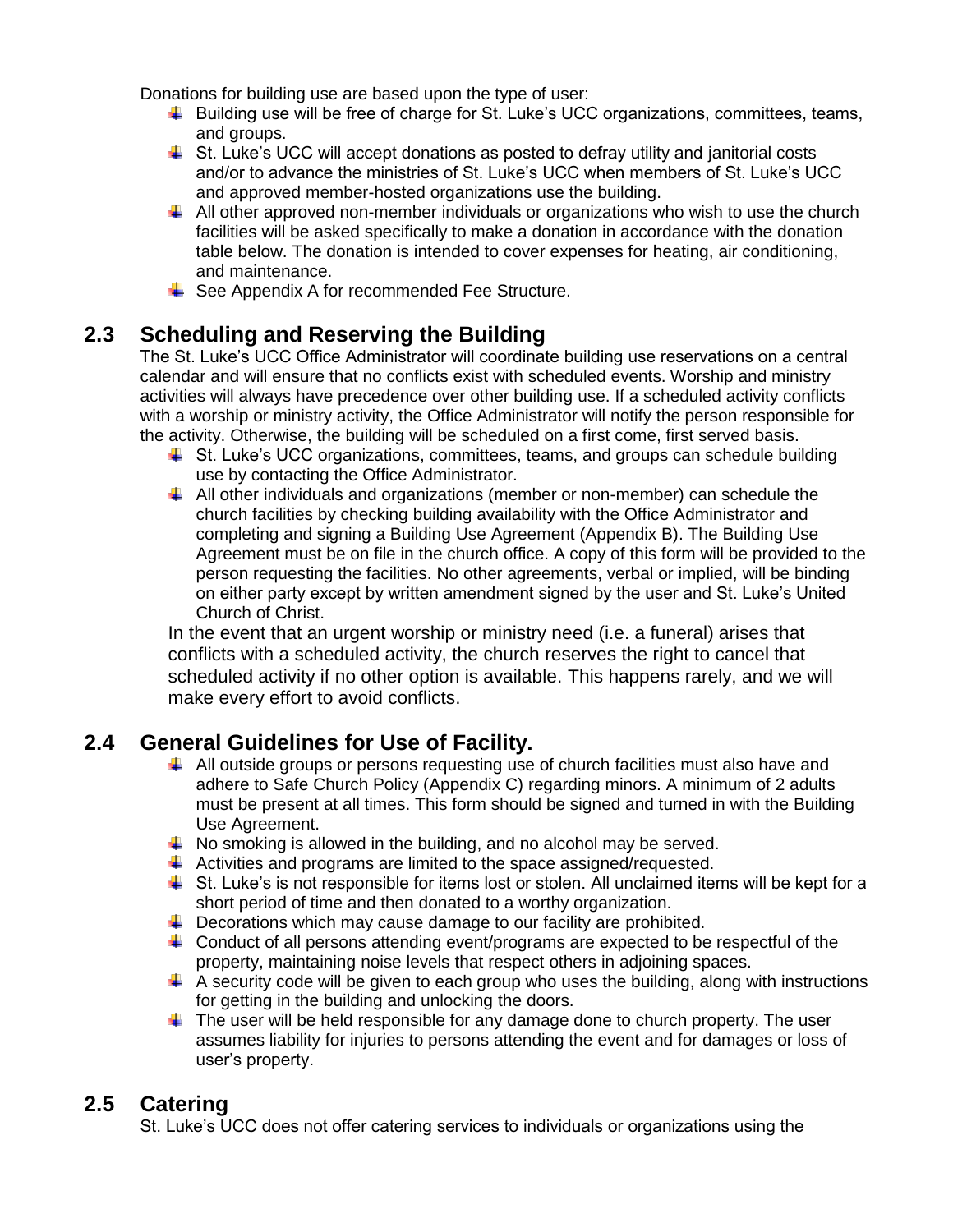Donations for building use are based upon the type of user:

- Building use will be free of charge for St. Luke's UCC organizations, committees, teams, and groups.
- St. Luke's UCC will accept donations as posted to defray utility and janitorial costs and/or to advance the ministries of St. Luke's UCC when members of St. Luke's UCC and approved member-hosted organizations use the building.
- All other approved non-member individuals or organizations who wish to use the church facilities will be asked specifically to make a donation in accordance with the donation table below. The donation is intended to cover expenses for heating, air conditioning, and maintenance.
- See Appendix A for recommended Fee Structure.

## 2.3 Scheduling and Reserving the Building

The St. Luke's UCC Office Administrator will coordinate building use reservations on a central calendar and will ensure that no conflicts exist with scheduled events. Worship and ministry activities will always have precedence over other building use. If a scheduled activity conflicts with a worship or ministry activity, the Office Administrator will notify the person responsible for the activity. Otherwise, the building will be scheduled on a first come, first served basis.

- St. Luke's UCC organizations, committees, teams, and groups can schedule building use by contacting the Office Administrator.
- All other individuals and organizations (member or non-member) can schedule the church facilities by checking building availability with the Office Administrator and completing and signing a Building Use Agreement (Appendix B). The Building Use Agreement must be on file in the church office. A copy of this form will be provided to the person requesting the facilities. No other agreements, verbal or implied, will be binding on either party except by written amendment signed by the user and St. Luke's United Church of Christ.

In the event that an urgent worship or ministry need (i.e. a funeral) arises that conflicts with a scheduled activity, the church reserves the right to cancel that scheduled activity if no other option is available. This happens rarely, and we will make every effort to avoid conflicts.

## 2.4 General Guidelines for Use of Facility.

- All outside groups or persons requesting use of church facilities must also have and adhere to Safe Church Policy (Appendix C) regarding minors. A minimum of 2 adults must be present at all times. This form should be signed and turned in with the Building Use Agreement.
- No smoking is allowed in the building, and no alcohol may be served.
- Activities and programs are limited to the space assigned/requested.
- St. Luke's is not responsible for items lost or stolen. All unclaimed items will be kept for a short period of time and then donated to a worthy organization.
- Decorations which may cause damage to our facility are prohibited.
- Conduct of all persons attending event/programs are expected to be respectful of the property, maintaining noise levels that respect others in adjoining spaces.
- A security code will be given to each group who uses the building, along with instructions for getting in the building and unlocking the doors.
- The user will be held responsible for any damage done to church property. The user assumes liability for injuries to persons attending the event and for damages or loss of user's property.

## 2.5 Catering

St. Luke's UCC does not offer catering services to individuals or organizations using the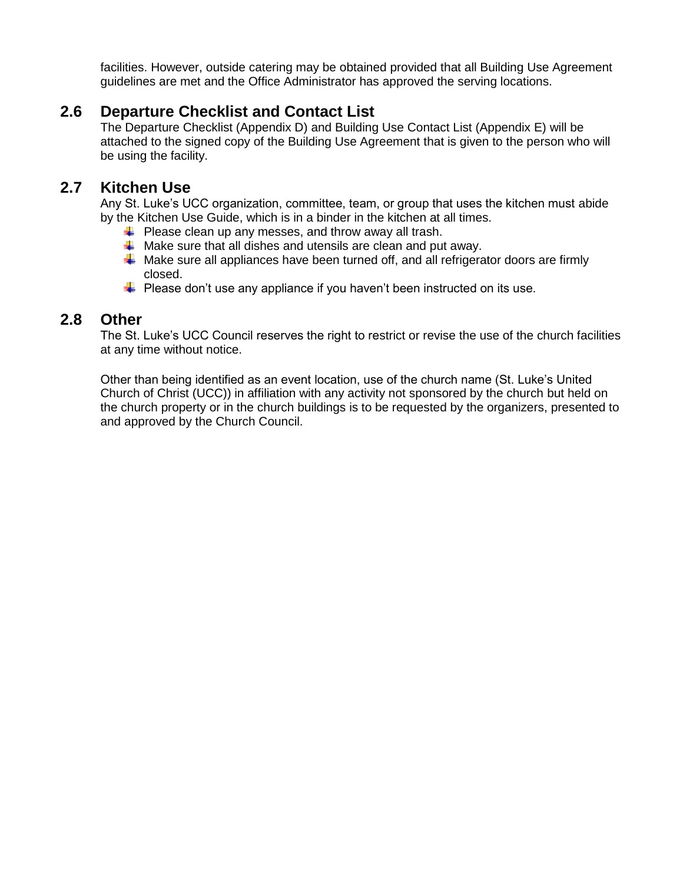facilities. However, outside catering may be obtained provided that all Building Use Agreement guidelines are met and the Office Administrator has approved the serving locations.

## 2.6 Departure Checklist and Contact List

The Departure Checklist (Appendix D) and Building Use Contact List (Appendix E) will be attached to the signed copy of the Building Use Agreement that is given to the person who will be using the facility.

## 2.7 Kitchen Use

Any St. Luke's UCC organization, committee, team, or group that uses the kitchen must abide by the Kitchen Use Guide, which is in a binder in the kitchen at all times.

- Please clean up any messes, and throw away all trash.
- Make sure that all dishes and utensils are clean and put away.
- Make sure all appliances have been turned off, and all refrigerator doors are firmly closed.
- Please don't use any appliance if you haven't been instructed on its use.

## 2.8 Other

The St. Luke's UCC Council reserves the right to restrict or revise the use of the church facilities at any time without notice.

Other than being identified as an event location, use of the church name (St. Luke's United Church of Christ (UCC)) in affiliation with any activity not sponsored by the church but held on the church property or in the church buildings is to be requested by the organizers, presented to and approved by the Church Council.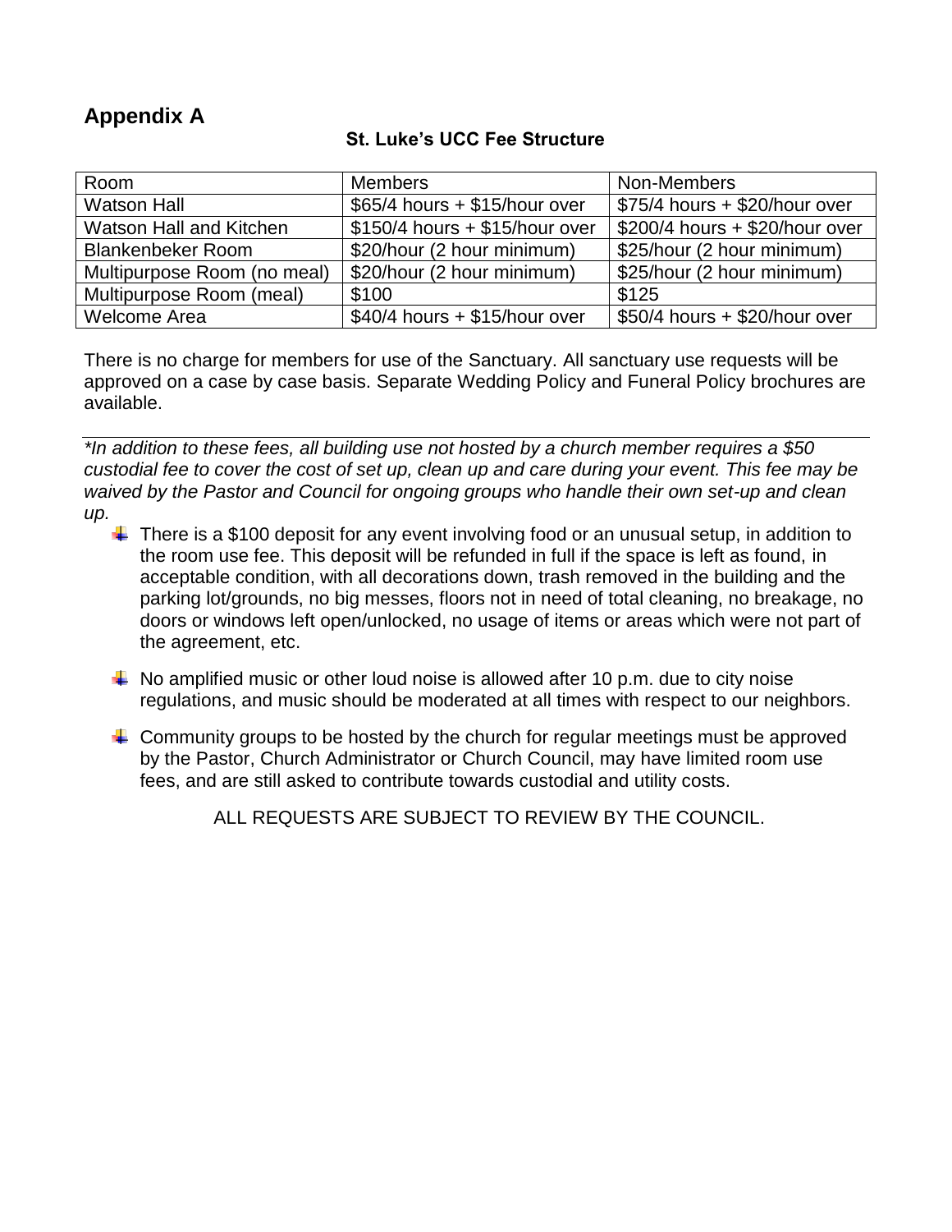# Appendix A

**St. Luke's UCC Fee Structure**

| Room | Members | Non-Members |
|---|---|---|
| Watson Hall | $65/4 hours + $15/hour over | $75/4 hours + $20/hour over |
| Watson Hall and Kitchen | $150/4 hours + $15/hour over | $200/4 hours + $20/hour over |
| Blankenbeker Room | $20/hour (2 hour minimum) | $25/hour (2 hour minimum) |
| Multipurpose Room (no meal) | $20/hour (2 hour minimum) | $25/hour (2 hour minimum) |
| Multipurpose Room (meal) | $100 | $125 |
| Welcome Area | $40/4 hours + $15/hour over | $50/4 hours + $20/hour over |

There is no charge for members for use of the Sanctuary. All sanctuary use requests will be approved on a case by case basis. Separate Wedding Policy and Funeral Policy brochures are available.

---

*\*In addition to these fees, all building use not hosted by a church member requires a $50 custodial fee to cover the cost of set up, clean up and care during your event. This fee may be waived by the Pastor and Council for ongoing groups who handle their own set-up and clean up.*

- There is a $100 deposit for any event involving food or an unusual setup, in addition to the room use fee. This deposit will be refunded in full if the space is left as found, in acceptable condition, with all decorations down, trash removed in the building and the parking lot/grounds, no big messes, floors not in need of total cleaning, no breakage, no doors or windows left open/unlocked, no usage of items or areas which were not part of the agreement, etc.

- No amplified music or other loud noise is allowed after 10 p.m. due to city noise regulations, and music should be moderated at all times with respect to our neighbors.

- Community groups to be hosted by the church for regular meetings must be approved by the Pastor, Church Administrator or Church Council, may have limited room use fees, and are still asked to contribute towards custodial and utility costs.

ALL REQUESTS ARE SUBJECT TO REVIEW BY THE COUNCIL.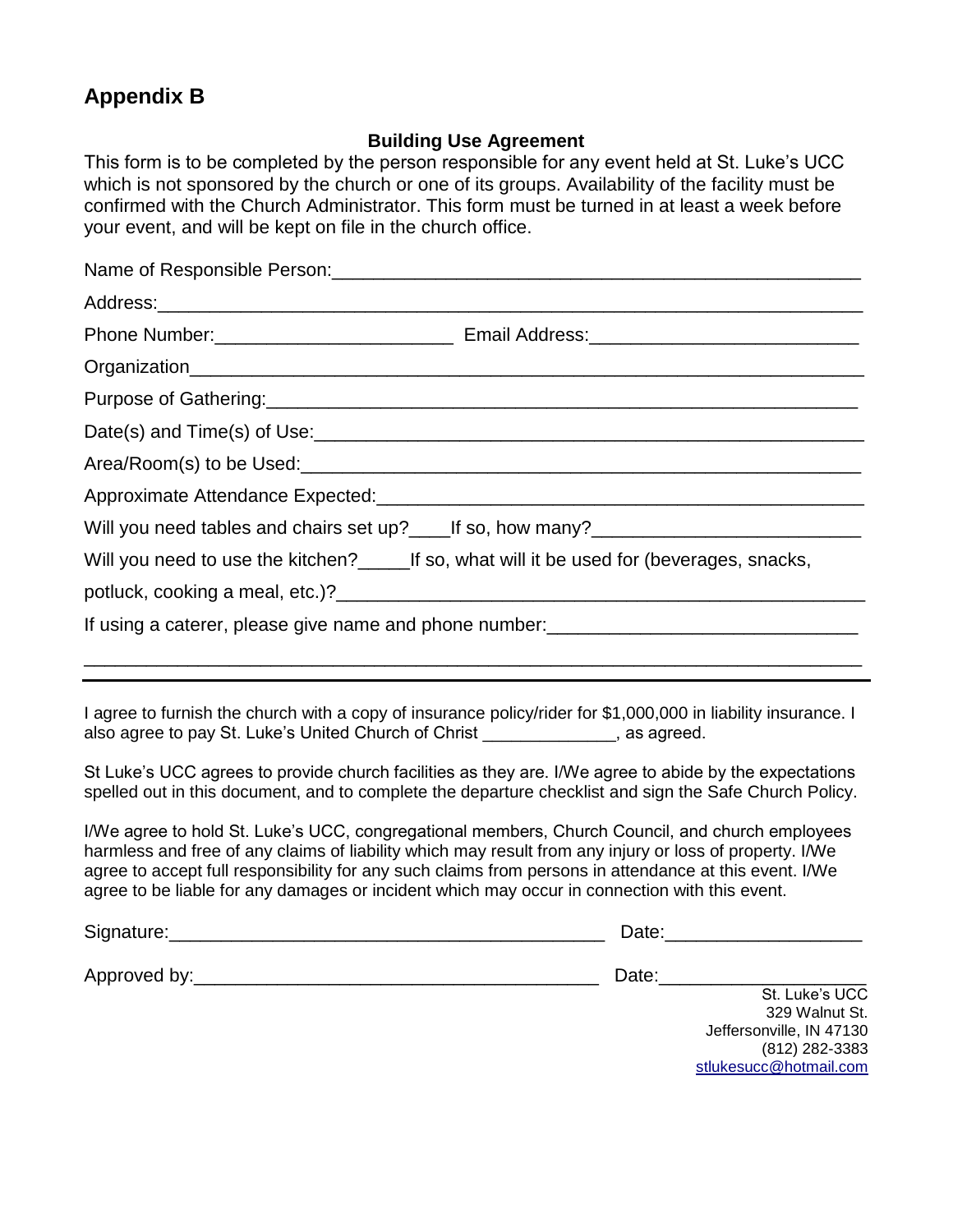## Appendix B

**Building Use Agreement**

This form is to be completed by the person responsible for any event held at St. Luke's UCC which is not sponsored by the church or one of its groups. Availability of the facility must be confirmed with the Church Administrator. This form must be turned in at least a week before your event, and will be kept on file in the church office.

Name of Responsible Person:______________________________________________

Address:______________________________________________________________

Phone Number:______________________ Email Address:_________________________

Organization___________________________________________________________

Purpose of Gathering:____________________________________________________

Date(s) and Time(s) of Use:_______________________________________________

Area/Room(s) to be Used:_________________________________________________

Approximate Attendance Expected:__________________________________________

Will you need tables and chairs set up?____If so, how many?______________________

Will you need to use the kitchen?_____If so, what will it be used for (beverages, snacks, potluck, cooking a meal, etc.)?_________________________________________________

If using a caterer, please give name and phone number:__________________________

______________________________________________________________________

---

I agree to furnish the church with a copy of insurance policy/rider for $1,000,000 in liability insurance. I also agree to pay St. Luke's United Church of Christ ______________, as agreed.

St Luke's UCC agrees to provide church facilities as they are. I/We agree to abide by the expectations spelled out in this document, and to complete the departure checklist and sign the Safe Church Policy.

I/We agree to hold St. Luke's UCC, congregational members, Church Council, and church employees harmless and free of any claims of liability which may result from any injury or loss of property. I/We agree to accept full responsibility for any such claims from persons in attendance at this event. I/We agree to be liable for any damages or incident which may occur in connection with this event.

Signature:_________________________________________ Date:__________________

Approved by:______________________________________ Date:__________________

St. Luke's UCC
329 Walnut St.
Jeffersonville, IN 47130
(812) 282-3383
stlukesucc@hotmail.com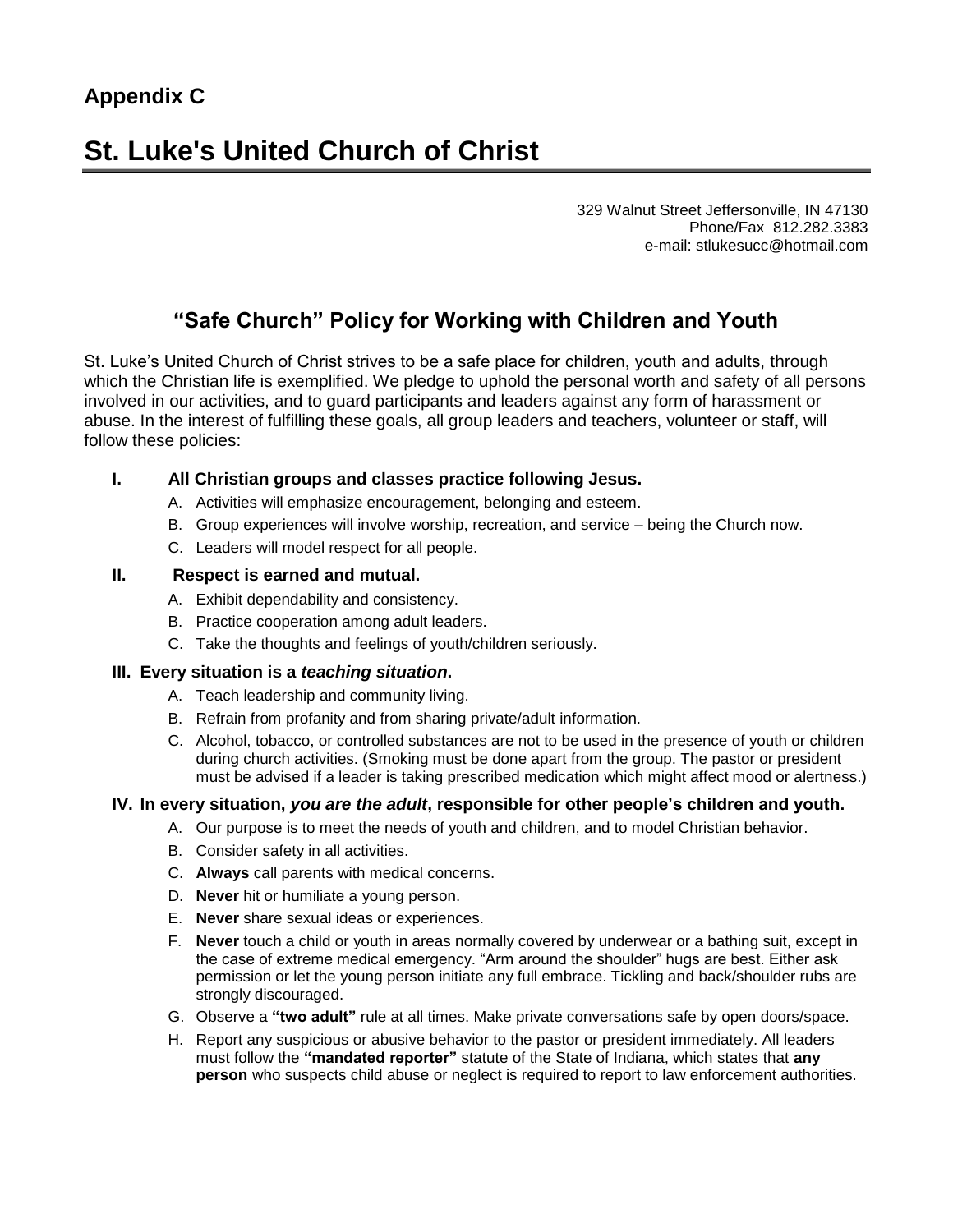## Appendix C

# St. Luke's United Church of Christ

329 Walnut Street Jeffersonville, IN 47130
Phone/Fax 812.282.3383
e-mail: stlukesucc@hotmail.com

## "Safe Church" Policy for Working with Children and Youth

St. Luke's United Church of Christ strives to be a safe place for children, youth and adults, through which the Christian life is exemplified. We pledge to uphold the personal worth and safety of all persons involved in our activities, and to guard participants and leaders against any form of harassment or abuse. In the interest of fulfilling these goals, all group leaders and teachers, volunteer or staff, will follow these policies:

### I. All Christian groups and classes practice following Jesus.

A. Activities will emphasize encouragement, belonging and esteem.
B. Group experiences will involve worship, recreation, and service – being the Church now.
C. Leaders will model respect for all people.

### II. Respect is earned and mutual.

A. Exhibit dependability and consistency.
B. Practice cooperation among adult leaders.
C. Take the thoughts and feelings of youth/children seriously.

### III. Every situation is a *teaching situation*.

A. Teach leadership and community living.
B. Refrain from profanity and from sharing private/adult information.
C. Alcohol, tobacco, or controlled substances are not to be used in the presence of youth or children during church activities. (Smoking must be done apart from the group. The pastor or president must be advised if a leader is taking prescribed medication which might affect mood or alertness.)

### IV. In every situation, *you are the adult*, responsible for other people's children and youth.

A. Our purpose is to meet the needs of youth and children, and to model Christian behavior.
B. Consider safety in all activities.
C. **Always** call parents with medical concerns.
D. **Never** hit or humiliate a young person.
E. **Never** share sexual ideas or experiences.
F. **Never** touch a child or youth in areas normally covered by underwear or a bathing suit, except in the case of extreme medical emergency. "Arm around the shoulder" hugs are best. Either ask permission or let the young person initiate any full embrace. Tickling and back/shoulder rubs are strongly discouraged.
G. Observe a **"two adult"** rule at all times. Make private conversations safe by open doors/space.
H. Report any suspicious or abusive behavior to the pastor or president immediately. All leaders must follow the **"mandated reporter"** statute of the State of Indiana, which states that **any person** who suspects child abuse or neglect is required to report to law enforcement authorities.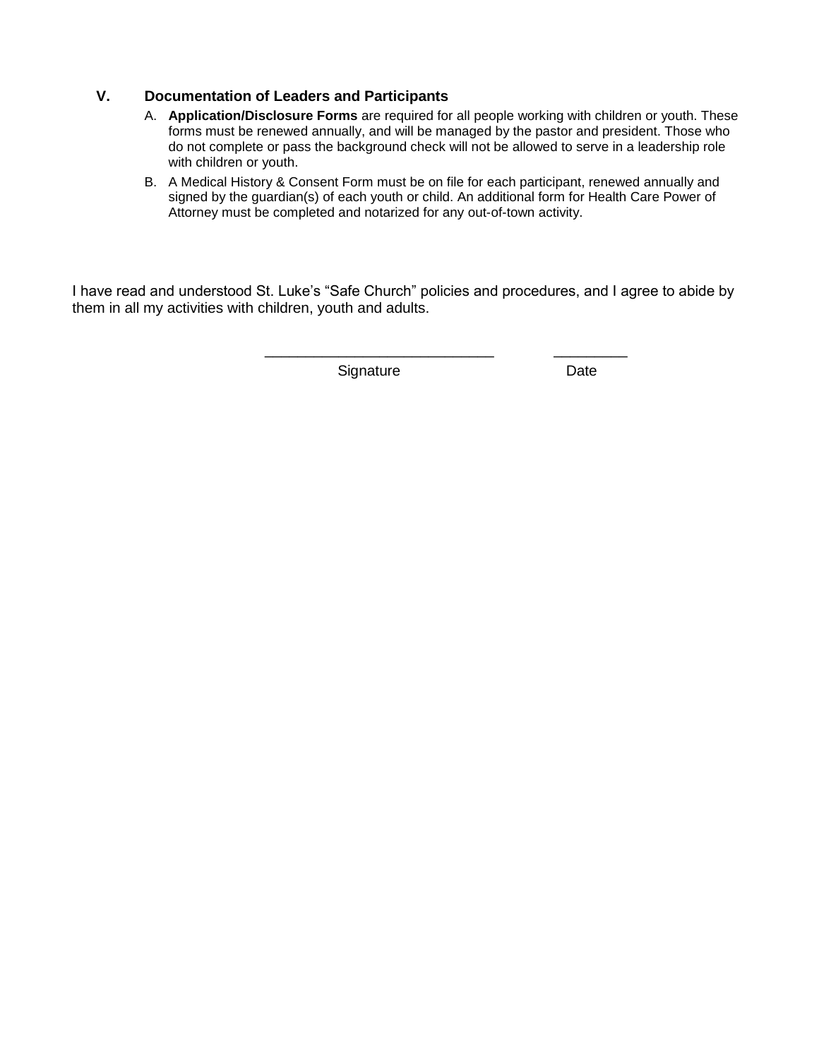## V. Documentation of Leaders and Participants

A. **Application/Disclosure Forms** are required for all people working with children or youth. These forms must be renewed annually, and will be managed by the pastor and president. Those who do not complete or pass the background check will not be allowed to serve in a leadership role with children or youth.

B. A Medical History & Consent Form must be on file for each participant, renewed annually and signed by the guardian(s) of each youth or child. An additional form for Health Care Power of Attorney must be completed and notarized for any out-of-town activity.

I have read and understood St. Luke's "Safe Church" policies and procedures, and I agree to abide by them in all my activities with children, youth and adults.

\_\_\_\_\_\_\_\_\_\_\_\_\_\_\_\_\_\_\_\_\_\_\_\_\_\_\_\_ \_\_\_\_\_\_\_\_\_

Signature Date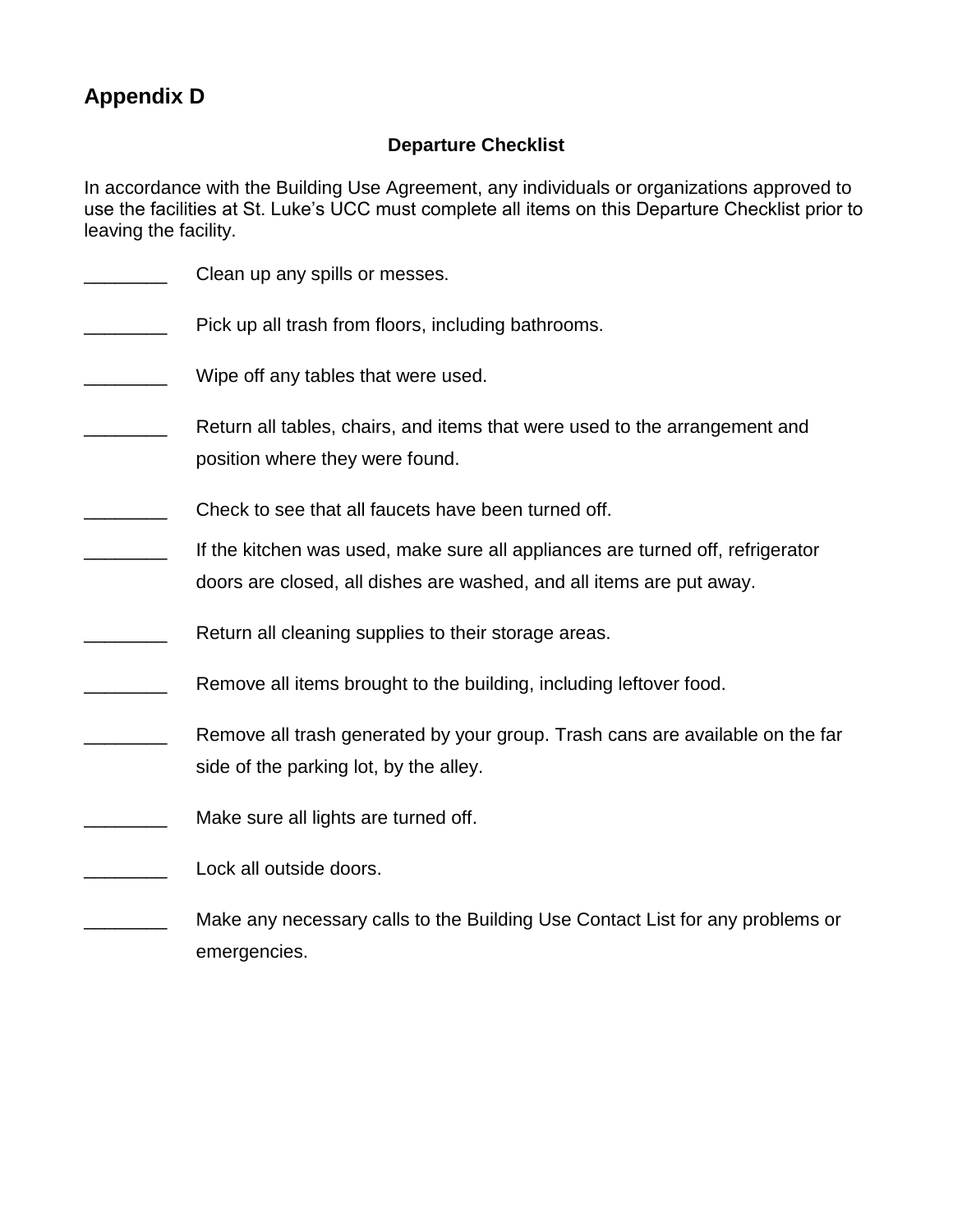## Appendix D

**Departure Checklist**

In accordance with the Building Use Agreement, any individuals or organizations approved to use the facilities at St. Luke's UCC must complete all items on this Departure Checklist prior to leaving the facility.

________ Clean up any spills or messes.

________ Pick up all trash from floors, including bathrooms.

________ Wipe off any tables that were used.

________ Return all tables, chairs, and items that were used to the arrangement and position where they were found.

________ Check to see that all faucets have been turned off.

________ If the kitchen was used, make sure all appliances are turned off, refrigerator doors are closed, all dishes are washed, and all items are put away.

________ Return all cleaning supplies to their storage areas.

________ Remove all items brought to the building, including leftover food.

________ Remove all trash generated by your group. Trash cans are available on the far side of the parking lot, by the alley.

________ Make sure all lights are turned off.

________ Lock all outside doors.

________ Make any necessary calls to the Building Use Contact List for any problems or emergencies.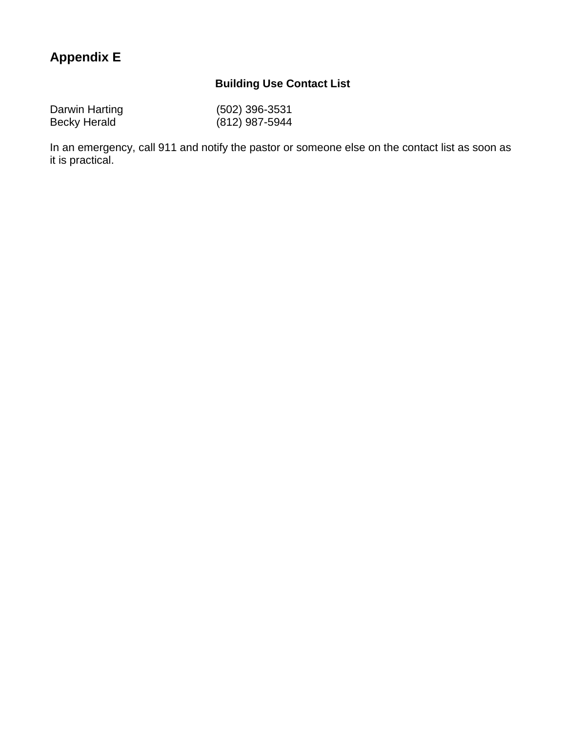## Appendix E

### Building Use Contact List

| | |
|---|---|
| Darwin Harting | (502) 396-3531 |
| Becky Herald | (812) 987-5944 |

In an emergency, call 911 and notify the pastor or someone else on the contact list as soon as it is practical.